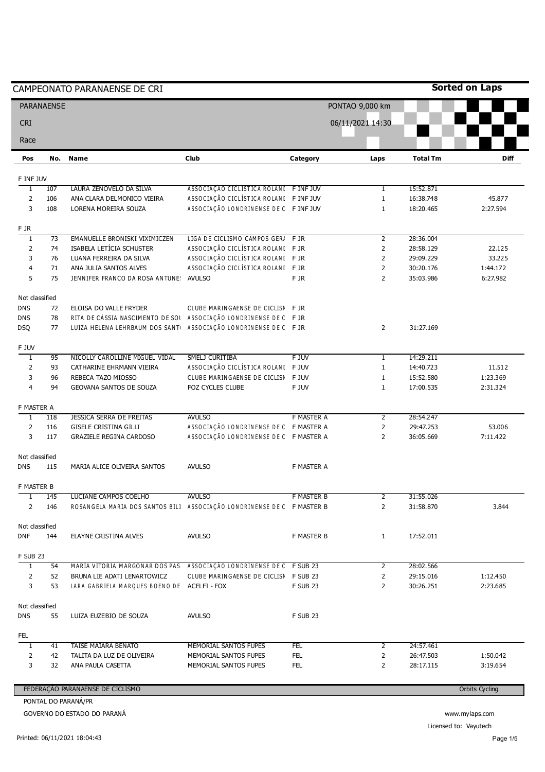# CAMPEONATO PARANAENSE DE CRI

**Sorted on Laps**

PARANAENSE

CRI

Race

PONTAO 9,000 km

06/11/2021 14:30

| Pos | No. | Name | Club | Category | Laps | Total Tm | Diff |
|---|---|---|---|---|---|---|---|
| **F INF JUV** | | | | | | | |
| 1 | 107 | LAURA ZENOVELO DA SILVA | ASSOCIAÇÃO CICLISTICA ROLANI | F INF JUV | 1 | 15:52.871 | |
| 2 | 106 | ANA CLARA DELMONICO VIEIRA | ASSOCIAÇÃO CICLÍSTICA ROLANI | F INF JUV | 1 | 16:38.748 | 45.877 |
| 3 | 108 | LORENA MOREIRA SOUZA | ASSOCIAÇÃO LONDRINENSE DE C | F INF JUV | 1 | 18:20.465 | 2:27.594 |
| **F JR** | | | | | | | |
| 1 | 73 | EMANUELLE BRONISKI VIXIMICZEN | LIGA DE CICLISMO CAMPOS GERA | F JR | 2 | 28:36.004 | |
| 2 | 74 | ISABELA LETÍCIA SCHUSTER | ASSOCIAÇÃO CICLÍSTICA ROLANI | F JR | 2 | 28:58.129 | 22.125 |
| 3 | 76 | LUANA FERREIRA DA SILVA | ASSOCIAÇÃO CICLÍSTICA ROLANI | F JR | 2 | 29:09.229 | 33.225 |
| 4 | 71 | ANA JULIA SANTOS ALVES | ASSOCIAÇÃO CICLÍSTICA ROLANI | F JR | 2 | 30:20.176 | 1:44.172 |
| 5 | 75 | JENNIFER FRANCO DA ROSA ANTUNES | AVULSO | F JR | 2 | 35:03.986 | 6:27.982 |
| **Not classified** | | | | | | | |
| DNS | 72 | ELOISA DO VALLE FRYDER | CLUBE MARINGAENSE DE CICLISM | F JR | | | |
| DNS | 78 | RITA DE CÁSSIA NASCIMENTO DE SOU | ASSOCIAÇÃO LONDRINENSE DE C | F JR | | | |
| DSQ | 77 | LUIZA HELENA LEHRBAUM DOS SANTO | ASSOCIAÇÃO LONDRINENSE DE C | F JR | 2 | 31:27.169 | |
| **F JUV** | | | | | | | |
| 1 | 95 | NICOLLY CAROLLINE MIGUEL VIDAL | SMELJ CURITIBA | F JUV | 1 | 14:29.211 | |
| 2 | 93 | CATHARINE EHRMANN VIEIRA | ASSOCIAÇÃO CICLÍSTICA ROLANI | F JUV | 1 | 14:40.723 | 11.512 |
| 3 | 96 | REBECA TAZO MIOSSO | CLUBE MARINGAENSE DE CICLISM | F JUV | 1 | 15:52.580 | 1:23.369 |
| 4 | 94 | GEOVANA SANTOS DE SOUZA | FOZ CYCLES CLUBE | F JUV | 1 | 17:00.535 | 2:31.324 |
| **F MASTER A** | | | | | | | |
| 1 | 118 | JESSICA SERRA DE FREITAS | AVULSO | F MASTER A | 2 | 28:54.247 | |
| 2 | 116 | GISELE CRISTINA GILLI | ASSOCIAÇÃO LONDRINENSE DE C | F MASTER A | 2 | 29:47.253 | 53.006 |
| 3 | 117 | GRAZIELE REGINA CARDOSO | ASSOCIAÇÃO LONDRINENSE DE C | F MASTER A | 2 | 36:05.669 | 7:11.422 |
| **Not classified** | | | | | | | |
| DNS | 115 | MARIA ALICE OLIVEIRA SANTOS | AVULSO | F MASTER A | | | |
| **F MASTER B** | | | | | | | |
| 1 | 145 | LUCIANE CAMPOS COELHO | AVULSO | F MASTER B | 2 | 31:55.026 | |
| 2 | 146 | ROSANGELA MARIA DOS SANTOS BILI | ASSOCIAÇÃO LONDRINENSE DE C | F MASTER B | 2 | 31:58.870 | 3.844 |
| **Not classified** | | | | | | | |
| DNF | 144 | ELAYNE CRISTINA ALVES | AVULSO | F MASTER B | 1 | 17:52.011 | |
| **F SUB 23** | | | | | | | |
| 1 | 54 | MARIA VITORIA MARGONAR DOS PAS | ASSOCIAÇÃO LONDRINENSE DE C | F SUB 23 | 2 | 28:02.566 | |
| 2 | 52 | BRUNA LIE ADATI LENARTOWICZ | CLUBE MARINGAENSE DE CICLISM | F SUB 23 | 2 | 29:15.016 | 1:12.450 |
| 3 | 53 | LARA GABRIELA MARQUES BOENO DE | ACELFI - FOX | F SUB 23 | 2 | 30:26.251 | 2:23.685 |
| **Not classified** | | | | | | | |
| DNS | 55 | LUIZA EUZEBIO DE SOUZA | AVULSO | F SUB 23 | | | |
| **FEL** | | | | | | | |
| 1 | 41 | TAISE MAIARA BENATO | MEMORIAL SANTOS FUPES | FEL | 2 | 24:57.461 | |
| 2 | 42 | TALITA DA LUZ DE OLIVEIRA | MEMORIAL SANTOS FUPES | FEL | 2 | 26:47.503 | 1:50.042 |
| 3 | 32 | ANA PAULA CASETTA | MEMORIAL SANTOS FUPES | FEL | 2 | 28:17.115 | 3:19.654 |

FEDERAÇÃO PARANAENSE DE CICLISMO

PONTAL DO PARANÁ/PR

GOVERNO DO ESTADO DO PARANÁ

Orbits Cycling

www.mylaps.com

Licensed to: Vayutech

Printed: 06/11/2021 18:04:43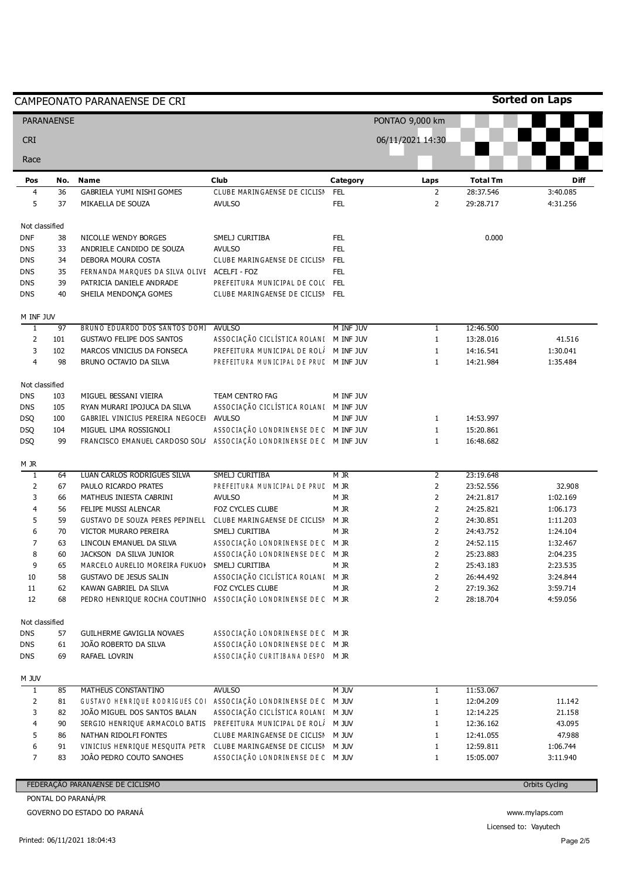# CAMPEONATO PARANAENSE DE CRI

**Sorted on Laps**

PARANAENSE

CRI

Race

PONTAO 9,000 km

06/11/2021 14:30

| Pos | No. | Name | Club | Category | Laps | Total Tm | Diff |
|---|---|---|---|---|---|---|---|
| 4 | 36 | GABRIELA YUMI NISHI GOMES | CLUBE MARINGAENSE DE CICLISM | FEL | 2 | 28:37.546 | 3:40.085 |
| 5 | 37 | MIKAELLA DE SOUZA | AVULSO | FEL | 2 | 29:28.717 | 4:31.256 |
| Not classified | | | | | | | |
| DNF | 38 | NICOLLE WENDY BORGES | SMELJ CURITIBA | FEL | | 0.000 | |
| DNS | 33 | ANDRIELE CANDIDO DE SOUZA | AVULSO | FEL | | | |
| DNS | 34 | DEBORA MOURA COSTA | CLUBE MARINGAENSE DE CICLISM | FEL | | | |
| DNS | 35 | FERNANDA MARQUES DA SILVA OLIVE | ACELFI - FOZ | FEL | | | |
| DNS | 39 | PATRICIA DANIELE ANDRADE | PREFEITURA MUNICIPAL DE COLO | FEL | | | |
| DNS | 40 | SHEILA MENDONÇA GOMES | CLUBE MARINGAENSE DE CICLISM | FEL | | | |

M INF JUV

| Pos | No. | Name | Club | Category | Laps | Total Tm | Diff |
|---|---|---|---|---|---|---|---|
| 1 | 97 | BRUNO EDUARDO DOS SANTOS DOMI | AVULSO | M INF JUV | 1 | 12:46.500 | |
| 2 | 101 | GUSTAVO FELIPE DOS SANTOS | ASSOCIAÇÃO CICLÍSTICA ROLANI | M INF JUV | 1 | 13:28.016 | 41.516 |
| 3 | 102 | MARCOS VINICIUS DA FONSECA | PREFEITURA MUNICIPAL DE ROLÂ | M INF JUV | 1 | 14:16.541 | 1:30.041 |
| 4 | 98 | BRUNO OCTAVIO DA SILVA | PREFEITURA MUNICIPAL DE PRUD | M INF JUV | 1 | 14:21.984 | 1:35.484 |
| Not classified | | | | | | | |
| DNS | 103 | MIGUEL BESSANI VIEIRA | TEAM CENTRO FAG | M INF JUV | | | |
| DNS | 105 | RYAN MURARI IPOJUCA DA SILVA | ASSOCIAÇÃO CICLÍSTICA ROLANI | M INF JUV | | | |
| DSQ | 100 | GABRIEL VINICIUS PEREIRA NEGOCEI | AVULSO | M INF JUV | 1 | 14:53.997 | |
| DSQ | 104 | MIGUEL LIMA ROSSIGNOLI | ASSOCIAÇÃO LONDRINENSE DE C | M INF JUV | 1 | 15:20.861 | |
| DSQ | 99 | FRANCISCO EMANUEL CARDOSO SOLA | ASSOCIAÇÃO LONDRINENSE DE C | M INF JUV | 1 | 16:48.682 | |

M JR

| Pos | No. | Name | Club | Category | Laps | Total Tm | Diff |
|---|---|---|---|---|---|---|---|
| 1 | 64 | LUAN CARLOS RODRIGUES SILVA | SMELJ CURITIBA | M JR | 2 | 23:19.648 | |
| 2 | 67 | PAULO RICARDO PRATES | PREFEITURA MUNICIPAL DE PRUD | M JR | 2 | 23:52.556 | 32.908 |
| 3 | 66 | MATHEUS INIESTA CABRINI | AVULSO | M JR | 2 | 24:21.817 | 1:02.169 |
| 4 | 56 | FELIPE MUSSI ALENCAR | FOZ CYCLES CLUBE | M JR | 2 | 24:25.821 | 1:06.173 |
| 5 | 59 | GUSTAVO DE SOUZA PERES PEPINELL | CLUBE MARINGAENSE DE CICLISM | M JR | 2 | 24:30.851 | 1:11.203 |
| 6 | 70 | VICTOR MURARO PEREIRA | SMELJ CURITIBA | M JR | 2 | 24:43.752 | 1:24.104 |
| 7 | 63 | LINCOLN EMANUEL DA SILVA | ASSOCIAÇÃO LONDRINENSE DE C | M JR | 2 | 24:52.115 | 1:32.467 |
| 8 | 60 | JACKSON DA SILVA JUNIOR | ASSOCIAÇÃO LONDRINENSE DE C | M JR | 2 | 25:23.883 | 2:04.235 |
| 9 | 65 | MARCELO AURELIO MOREIRA FUKUOK | SMELJ CURITIBA | M JR | 2 | 25:43.183 | 2:23.535 |
| 10 | 58 | GUSTAVO DE JESUS SALIN | ASSOCIAÇÃO CICLÍSTICA ROLANI | M JR | 2 | 26:44.492 | 3:24.844 |
| 11 | 62 | KAWAN GABRIEL DA SILVA | FOZ CYCLES CLUBE | M JR | 2 | 27:19.362 | 3:59.714 |
| 12 | 68 | PEDRO HENRIQUE ROCHA COUTINHO | ASSOCIAÇÃO LONDRINENSE DE C | M JR | 2 | 28:18.704 | 4:59.056 |
| Not classified | | | | | | | |
| DNS | 57 | GUILHERME GAVIGLIA NOVAES | ASSOCIAÇÃO LONDRINENSE DE C | M JR | | | |
| DNS | 61 | JOÃO ROBERTO DA SILVA | ASSOCIAÇÃO LONDRINENSE DE C | M JR | | | |
| DNS | 69 | RAFAEL LOVRIN | ASSOCIAÇÃO CURITIBANA DESPO | M JR | | | |

M JUV

| Pos | No. | Name | Club | Category | Laps | Total Tm | Diff |
|---|---|---|---|---|---|---|---|
| 1 | 85 | MATHEUS CONSTANTINO | AVULSO | M JUV | 1 | 11:53.067 | |
| 2 | 81 | GUSTAVO HENRIQUE RODRIGUES COI | ASSOCIAÇÃO LONDRINENSE DE C | M JUV | 1 | 12:04.209 | 11.142 |
| 3 | 82 | JOÃO MIGUEL DOS SANTOS BALAN | ASSOCIAÇÃO CICLÍSTICA ROLANI | M JUV | 1 | 12:14.225 | 21.158 |
| 4 | 90 | SERGIO HENRIQUE ARMACOLO BATIS | PREFEITURA MUNICIPAL DE ROLÂ | M JUV | 1 | 12:36.162 | 43.095 |
| 5 | 86 | NATHAN RIDOLFI FONTES | CLUBE MARINGAENSE DE CICLISM | M JUV | 1 | 12:41.055 | 47.988 |
| 6 | 91 | VINICIUS HENRIQUE MESQUITA PETR | CLUBE MARINGAENSE DE CICLISM | M JUV | 1 | 12:59.811 | 1:06.744 |
| 7 | 83 | JOÃO PEDRO COUTO SANCHES | ASSOCIAÇÃO LONDRINENSE DE C | M JUV | 1 | 15:05.007 | 3:11.940 |

FEDERAÇÃO PARANAENSE DE CICLISMO

PONTAL DO PARANÁ/PR

GOVERNO DO ESTADO DO PARANÁ

Orbits Cycling

www.mylaps.com

Licensed to: Vayutech

Printed: 06/11/2021 18:04:43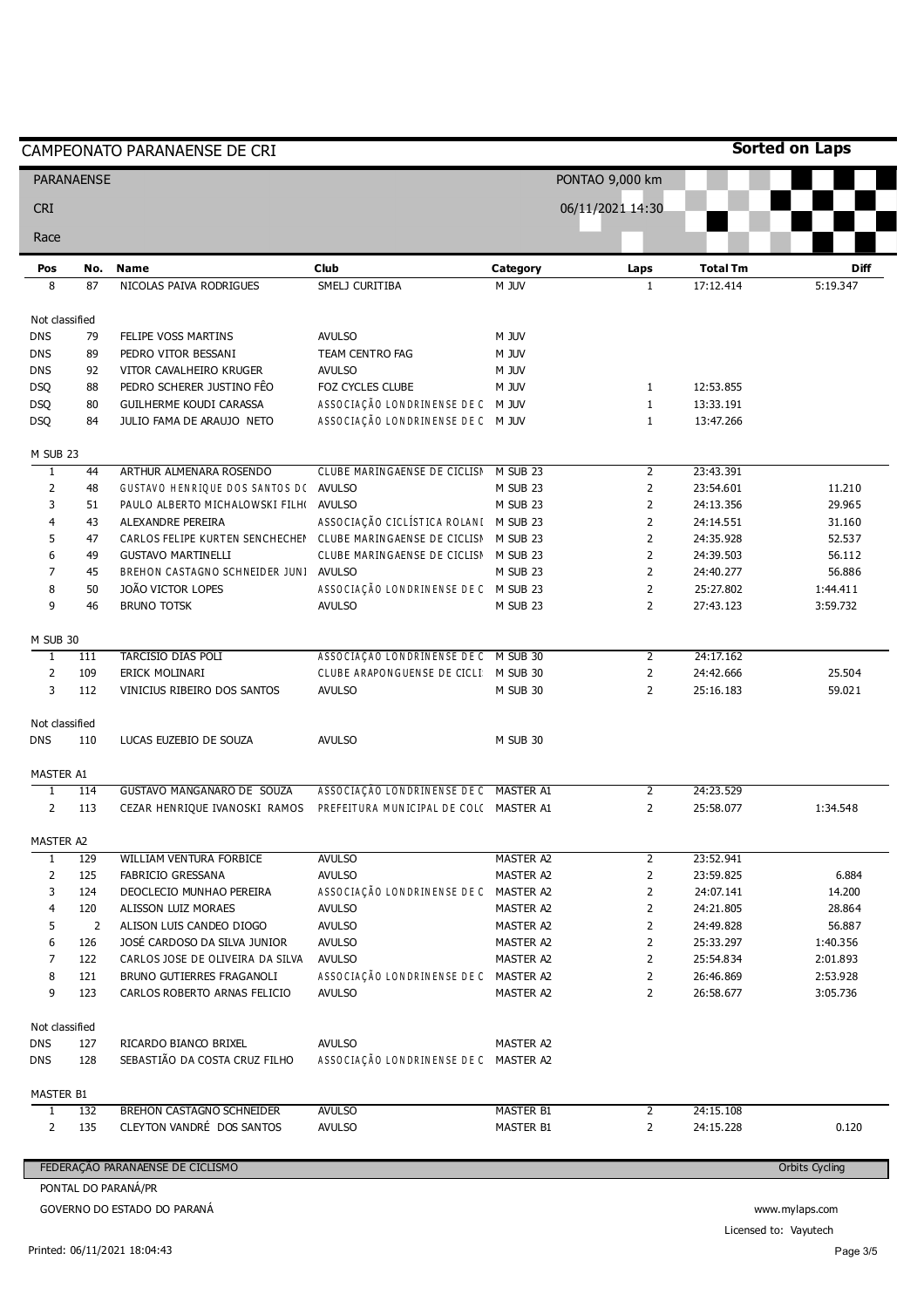# CAMPEONATO PARANAENSE DE CRI

**Sorted on Laps**

PARANAENSE

CRI

Race

PONTAO 9,000 km

06/11/2021 14:30

| Pos | No. | Name | Club | Category | Laps | Total Tm | Diff |
|---|---|---|---|---|---|---|---|
| 8 | 87 | NICOLAS PAIVA RODRIGUES | SMELJ CURITIBA | M JUV | 1 | 17:12.414 | 5:19.347 |
| **Not classified** | | | | | | | |
| DNS | 79 | FELIPE VOSS MARTINS | AVULSO | M JUV | | | |
| DNS | 89 | PEDRO VITOR BESSANI | TEAM CENTRO FAG | M JUV | | | |
| DNS | 92 | VITOR CAVALHEIRO KRUGER | AVULSO | M JUV | | | |
| DSQ | 88 | PEDRO SCHERER JUSTINO FÊO | FOZ CYCLES CLUBE | M JUV | 1 | 12:53.855 | |
| DSQ | 80 | GUILHERME KOUDI CARASSA | ASSOCIAÇÃO LONDRINENSE DE C | M JUV | 1 | 13:33.191 | |
| DSQ | 84 | JULIO FAMA DE ARAUJO NETO | ASSOCIAÇÃO LONDRINENSE DE C | M JUV | 1 | 13:47.266 | |
| **M SUB 23** | | | | | | | |
| 1 | 44 | ARTHUR ALMENARA ROSENDO | CLUBE MARINGAENSE DE CICLISM | M SUB 23 | 2 | 23:43.391 | |
| 2 | 48 | GUSTAVO HENRIQUE DOS SANTOS D( | AVULSO | M SUB 23 | 2 | 23:54.601 | 11.210 |
| 3 | 51 | PAULO ALBERTO MICHALOWSKI FILH( | AVULSO | M SUB 23 | 2 | 24:13.356 | 29.965 |
| 4 | 43 | ALEXANDRE PEREIRA | ASSOCIAÇÃO CICLÍSTICA ROLANI | M SUB 23 | 2 | 24:14.551 | 31.160 |
| 5 | 47 | CARLOS FELIPE KURTEN SENCHECHEN | CLUBE MARINGAENSE DE CICLISM | M SUB 23 | 2 | 24:35.928 | 52.537 |
| 6 | 49 | GUSTAVO MARTINELLI | CLUBE MARINGAENSE DE CICLISM | M SUB 23 | 2 | 24:39.503 | 56.112 |
| 7 | 45 | BREHON CASTAGNO SCHNEIDER JUNI | AVULSO | M SUB 23 | 2 | 24:40.277 | 56.886 |
| 8 | 50 | JOÃO VICTOR LOPES | ASSOCIAÇÃO LONDRINENSE DE C | M SUB 23 | 2 | 25:27.802 | 1:44.411 |
| 9 | 46 | BRUNO TOTSK | AVULSO | M SUB 23 | 2 | 27:43.123 | 3:59.732 |
| **M SUB 30** | | | | | | | |
| 1 | 111 | TARCISIO DIAS POLI | ASSOCIAÇÃO LONDRINENSE DE C | M SUB 30 | 2 | 24:17.162 | |
| 2 | 109 | ERICK MOLINARI | CLUBE ARAPONGUENSE DE CICLI | M SUB 30 | 2 | 24:42.666 | 25.504 |
| 3 | 112 | VINICIUS RIBEIRO DOS SANTOS | AVULSO | M SUB 30 | 2 | 25:16.183 | 59.021 |
| **Not classified** | | | | | | | |
| DNS | 110 | LUCAS EUZEBIO DE SOUZA | AVULSO | M SUB 30 | | | |
| **MASTER A1** | | | | | | | |
| 1 | 114 | GUSTAVO MANGANARO DE SOUZA | ASSOCIAÇÃO LONDRINENSE DE C | MASTER A1 | 2 | 24:23.529 | |
| 2 | 113 | CEZAR HENRIQUE IVANOSKI RAMOS | PREFEITURA MUNICIPAL DE COL( | MASTER A1 | 2 | 25:58.077 | 1:34.548 |
| **MASTER A2** | | | | | | | |
| 1 | 129 | WILLIAM VENTURA FORBICE | AVULSO | MASTER A2 | 2 | 23:52.941 | |
| 2 | 125 | FABRICIO GRESSANA | AVULSO | MASTER A2 | 2 | 23:59.825 | 6.884 |
| 3 | 124 | DEOCLECIO MUNHAO PEREIRA | ASSOCIAÇÃO LONDRINENSE DE C | MASTER A2 | 2 | 24:07.141 | 14.200 |
| 4 | 120 | ALISSON LUIZ MORAES | AVULSO | MASTER A2 | 2 | 24:21.805 | 28.864 |
| 5 | 2 | ALISON LUIS CANDEO DIOGO | AVULSO | MASTER A2 | 2 | 24:49.828 | 56.887 |
| 6 | 126 | JOSÉ CARDOSO DA SILVA JUNIOR | AVULSO | MASTER A2 | 2 | 25:33.297 | 1:40.356 |
| 7 | 122 | CARLOS JOSE DE OLIVEIRA DA SILVA | AVULSO | MASTER A2 | 2 | 25:54.834 | 2:01.893 |
| 8 | 121 | BRUNO GUTIERRES FRAGANOLI | ASSOCIAÇÃO LONDRINENSE DE C | MASTER A2 | 2 | 26:46.869 | 2:53.928 |
| 9 | 123 | CARLOS ROBERTO ARNAS FELICIO | AVULSO | MASTER A2 | 2 | 26:58.677 | 3:05.736 |
| **Not classified** | | | | | | | |
| DNS | 127 | RICARDO BIANCO BRIXEL | AVULSO | MASTER A2 | | | |
| DNS | 128 | SEBASTIÃO DA COSTA CRUZ FILHO | ASSOCIAÇÃO LONDRINENSE DE C | MASTER A2 | | | |
| **MASTER B1** | | | | | | | |
| 1 | 132 | BREHON CASTAGNO SCHNEIDER | AVULSO | MASTER B1 | 2 | 24:15.108 | |
| 2 | 135 | CLEYTON VANDRÉ DOS SANTOS | AVULSO | MASTER B1 | 2 | 24:15.228 | 0.120 |

FEDERAÇÃO PARANAENSE DE CICLISMO

PONTAL DO PARANÁ/PR

GOVERNO DO ESTADO DO PARANÁ

Orbits Cycling

www.mylaps.com

Licensed to: Vayutech

Printed: 06/11/2021 18:04:43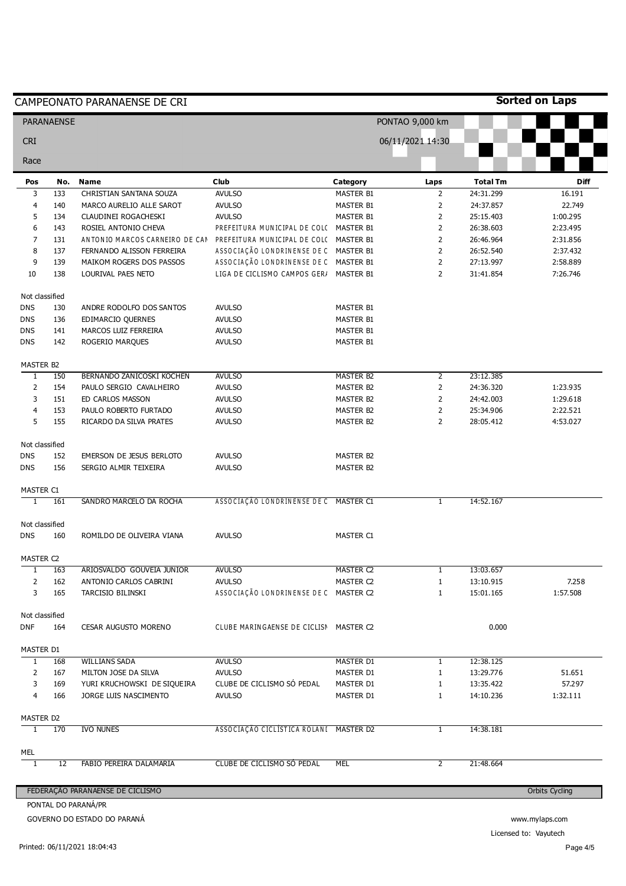# CAMPEONATO PARANAENSE DE CRI

**Sorted on Laps**

PARANAENSE — PONTAO 9,000 km

CRI — 06/11/2021 14:30

Race

| Pos | No. | Name | Club | Category | Laps | Total Tm | Diff |
|---|---|---|---|---|---|---|---|
| 3 | 133 | CHRISTIAN SANTANA SOUZA | AVULSO | MASTER B1 | 2 | 24:31.299 | 16.191 |
| 4 | 140 | MARCO AURELIO ALLE SAROT | AVULSO | MASTER B1 | 2 | 24:37.857 | 22.749 |
| 5 | 134 | CLAUDINEI ROGACHESKI | AVULSO | MASTER B1 | 2 | 25:15.403 | 1:00.295 |
| 6 | 143 | ROSIEL ANTONIO CHEVA | PREFEITURA MUNICIPAL DE COLC | MASTER B1 | 2 | 26:38.603 | 2:23.495 |
| 7 | 131 | ANTONIO MARCOS CARNEIRO DE CAN | PREFEITURA MUNICIPAL DE COLC | MASTER B1 | 2 | 26:46.964 | 2:31.856 |
| 8 | 137 | FERNANDO ALISSON FERREIRA | ASSOCIAÇÃO LONDRINENSE DE C | MASTER B1 | 2 | 26:52.540 | 2:37.432 |
| 9 | 139 | MAIKOM ROGERS DOS PASSOS | ASSOCIAÇÃO LONDRINENSE DE C | MASTER B1 | 2 | 27:13.997 | 2:58.889 |
| 10 | 138 | LOURIVAL PAES NETO | LIGA DE CICLISMO CAMPOS GER/ | MASTER B1 | 2 | 31:41.854 | 7:26.746 |
| Not classified | | | | | | | |
| DNS | 130 | ANDRE RODOLFO DOS SANTOS | AVULSO | MASTER B1 | | | |
| DNS | 136 | EDIMARCIO QUERNES | AVULSO | MASTER B1 | | | |
| DNS | 141 | MARCOS LUIZ FERREIRA | AVULSO | MASTER B1 | | | |
| DNS | 142 | ROGERIO MARQUES | AVULSO | MASTER B1 | | | |
| MASTER B2 | | | | | | | |
| 1 | 150 | BERNANDO ZANICOSKI KOCHEN | AVULSO | MASTER B2 | 2 | 23:12.385 | |
| 2 | 154 | PAULO SERGIO CAVALHEIRO | AVULSO | MASTER B2 | 2 | 24:36.320 | 1:23.935 |
| 3 | 151 | ED CARLOS MASSON | AVULSO | MASTER B2 | 2 | 24:42.003 | 1:29.618 |
| 4 | 153 | PAULO ROBERTO FURTADO | AVULSO | MASTER B2 | 2 | 25:34.906 | 2:22.521 |
| 5 | 155 | RICARDO DA SILVA PRATES | AVULSO | MASTER B2 | 2 | 28:05.412 | 4:53.027 |
| Not classified | | | | | | | |
| DNS | 152 | EMERSON DE JESUS BERLOTO | AVULSO | MASTER B2 | | | |
| DNS | 156 | SERGIO ALMIR TEIXEIRA | AVULSO | MASTER B2 | | | |
| MASTER C1 | | | | | | | |
| 1 | 161 | SANDRO MARCELO DA ROCHA | ASSOCIAÇÃO LONDRINENSE DE C | MASTER C1 | 1 | 14:52.167 | |
| Not classified | | | | | | | |
| DNS | 160 | ROMILDO DE OLIVEIRA VIANA | AVULSO | MASTER C1 | | | |
| MASTER C2 | | | | | | | |
| 1 | 163 | ARIOSVALDO GOUVEIA JUNIOR | AVULSO | MASTER C2 | 1 | 13:03.657 | |
| 2 | 162 | ANTONIO CARLOS CABRINI | AVULSO | MASTER C2 | 1 | 13:10.915 | 7.258 |
| 3 | 165 | TARCISIO BILINSKI | ASSOCIAÇÃO LONDRINENSE DE C | MASTER C2 | 1 | 15:01.165 | 1:57.508 |
| Not classified | | | | | | | |
| DNF | 164 | CESAR AUGUSTO MORENO | CLUBE MARINGAENSE DE CICLISN | MASTER C2 | | 0.000 | |
| MASTER D1 | | | | | | | |
| 1 | 168 | WILLIANS SADA | AVULSO | MASTER D1 | 1 | 12:38.125 | |
| 2 | 167 | MILTON JOSE DA SILVA | AVULSO | MASTER D1 | 1 | 13:29.776 | 51.651 |
| 3 | 169 | YURI KRUCHOWSKI DE SIQUEIRA | CLUBE DE CICLISMO SÓ PEDAL | MASTER D1 | 1 | 13:35.422 | 57.297 |
| 4 | 166 | JORGE LUIS NASCIMENTO | AVULSO | MASTER D1 | 1 | 14:10.236 | 1:32.111 |
| MASTER D2 | | | | | | | |
| 1 | 170 | IVO NUNES | ASSOCIAÇÃO CICLÍSTICA ROLANI | MASTER D2 | 1 | 14:38.181 | |
| MEL | | | | | | | |
| 1 | 12 | FABIO PEREIRA DALAMARIA | CLUBE DE CICLISMO SÓ PEDAL | MEL | 2 | 21:48.664 | |

FEDERAÇÃO PARANAENSE DE CICLISMO — Orbits Cycling

PONTAL DO PARANÁ/PR

GOVERNO DO ESTADO DO PARANÁ — www.mylaps.com

Licensed to: Vayutech

Printed: 06/11/2021 18:04:43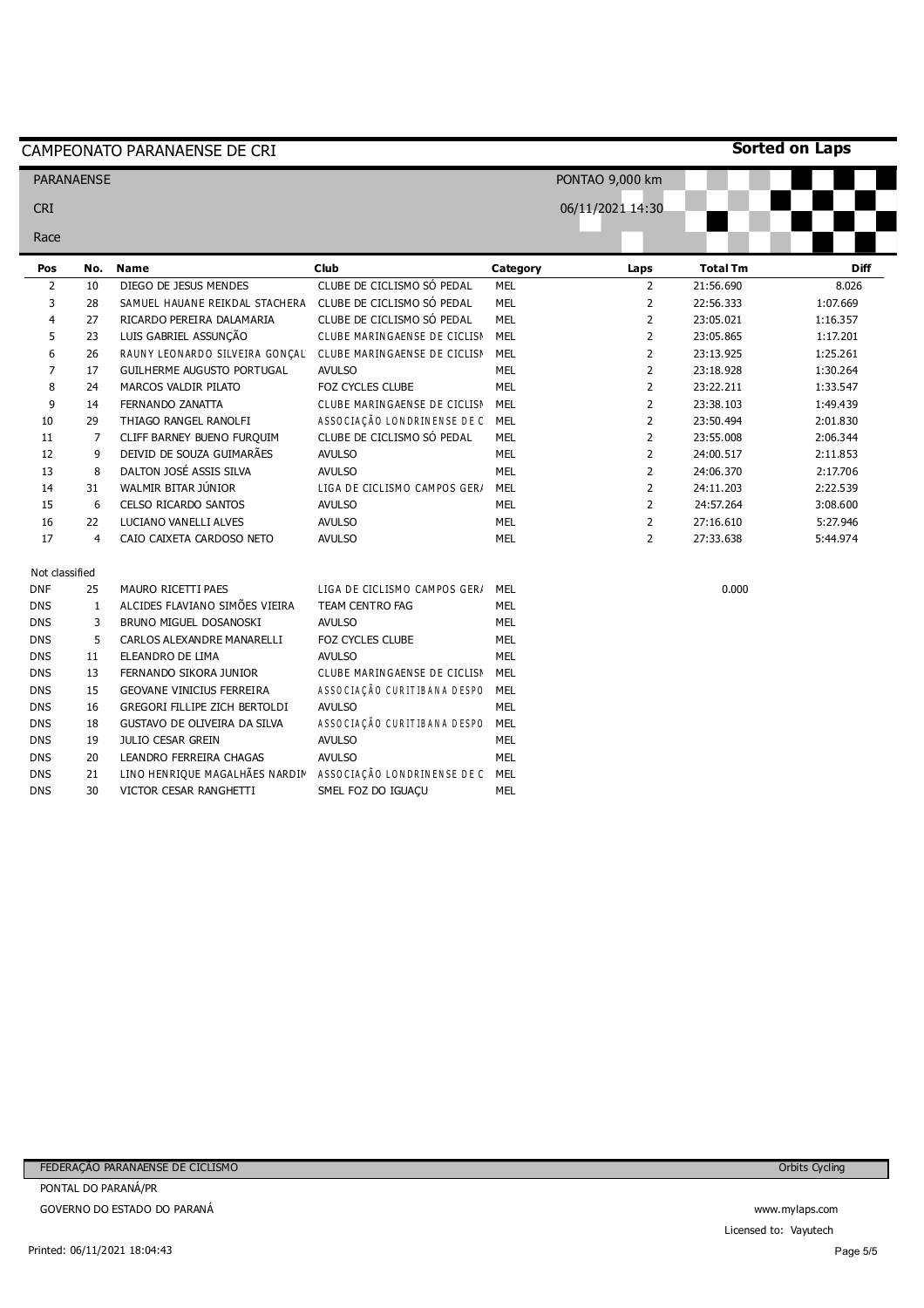# CAMPEONATO PARANAENSE DE CRI

**Sorted on Laps**

PARANAENSE

CRI

Race

PONTAO 9,000 km

06/11/2021 14:30

| Pos | No. | Name | Club | Category | Laps | Total Tm | Diff |
|---|---|---|---|---|---|---|---|
| 2 | 10 | DIEGO DE JESUS MENDES | CLUBE DE CICLISMO SÓ PEDAL | MEL | 2 | 21:56.690 | 8.026 |
| 3 | 28 | SAMUEL HAUANE REIKDAL STACHERA | CLUBE DE CICLISMO SÓ PEDAL | MEL | 2 | 22:56.333 | 1:07.669 |
| 4 | 27 | RICARDO PEREIRA DALAMARIA | CLUBE DE CICLISMO SÓ PEDAL | MEL | 2 | 23:05.021 | 1:16.357 |
| 5 | 23 | LUIS GABRIEL ASSUNÇÃO | CLUBE MARINGAENSE DE CICLISM | MEL | 2 | 23:05.865 | 1:17.201 |
| 6 | 26 | RAUNY LEONARDO SILVEIRA GONÇAL | CLUBE MARINGAENSE DE CICLISM | MEL | 2 | 23:13.925 | 1:25.261 |
| 7 | 17 | GUILHERME AUGUSTO PORTUGAL | AVULSO | MEL | 2 | 23:18.928 | 1:30.264 |
| 8 | 24 | MARCOS VALDIR PILATO | FOZ CYCLES CLUBE | MEL | 2 | 23:22.211 | 1:33.547 |
| 9 | 14 | FERNANDO ZANATTA | CLUBE MARINGAENSE DE CICLISM | MEL | 2 | 23:38.103 | 1:49.439 |
| 10 | 29 | THIAGO RANGEL RANOLFI | ASSOCIAÇÃO LONDRINENSE DE C | MEL | 2 | 23:50.494 | 2:01.830 |
| 11 | 7 | CLIFF BARNEY BUENO FURQUIM | CLUBE DE CICLISMO SÓ PEDAL | MEL | 2 | 23:55.008 | 2:06.344 |
| 12 | 9 | DEIVID DE SOUZA GUIMARÃES | AVULSO | MEL | 2 | 24:00.517 | 2:11.853 |
| 13 | 8 | DALTON JOSÉ ASSIS SILVA | AVULSO | MEL | 2 | 24:06.370 | 2:17.706 |
| 14 | 31 | WALMIR BITAR JÚNIOR | LIGA DE CICLISMO CAMPOS GERA | MEL | 2 | 24:11.203 | 2:22.539 |
| 15 | 6 | CELSO RICARDO SANTOS | AVULSO | MEL | 2 | 24:57.264 | 3:08.600 |
| 16 | 22 | LUCIANO VANELLI ALVES | AVULSO | MEL | 2 | 27:16.610 | 5:27.946 |
| 17 | 4 | CAIO CAIXETA CARDOSO NETO | AVULSO | MEL | 2 | 27:33.638 | 5:44.974 |
| Not classified | | | | | | | |
| DNF | 25 | MAURO RICETTI PAES | LIGA DE CICLISMO CAMPOS GERA | MEL | | 0.000 | |
| DNS | 1 | ALCIDES FLAVIANO SIMÕES VIEIRA | TEAM CENTRO FAG | MEL | | | |
| DNS | 3 | BRUNO MIGUEL DOSANOSKI | AVULSO | MEL | | | |
| DNS | 5 | CARLOS ALEXANDRE MANARELLI | FOZ CYCLES CLUBE | MEL | | | |
| DNS | 11 | ELEANDRO DE LIMA | AVULSO | MEL | | | |
| DNS | 13 | FERNANDO SIKORA JUNIOR | CLUBE MARINGAENSE DE CICLISM | MEL | | | |
| DNS | 15 | GEOVANE VINICIUS FERREIRA | ASSOCIAÇÃO CURITIBANA DESPO | MEL | | | |
| DNS | 16 | GREGORI FILLIPE ZICH BERTOLDI | AVULSO | MEL | | | |
| DNS | 18 | GUSTAVO DE OLIVEIRA DA SILVA | ASSOCIAÇÃO CURITIBANA DESPO | MEL | | | |
| DNS | 19 | JULIO CESAR GREIN | AVULSO | MEL | | | |
| DNS | 20 | LEANDRO FERREIRA CHAGAS | AVULSO | MEL | | | |
| DNS | 21 | LINO HENRIQUE MAGALHÃES NARDIN | ASSOCIAÇÃO LONDRINENSE DE C | MEL | | | |
| DNS | 30 | VICTOR CESAR RANGHETTI | SMEL FOZ DO IGUAÇU | MEL | | | |

FEDERAÇÃO PARANAENSE DE CICLISMO

PONTAL DO PARANÁ/PR

GOVERNO DO ESTADO DO PARANÁ

Orbits Cycling

www.mylaps.com

Licensed to: Vayutech

Printed: 06/11/2021 18:04:43